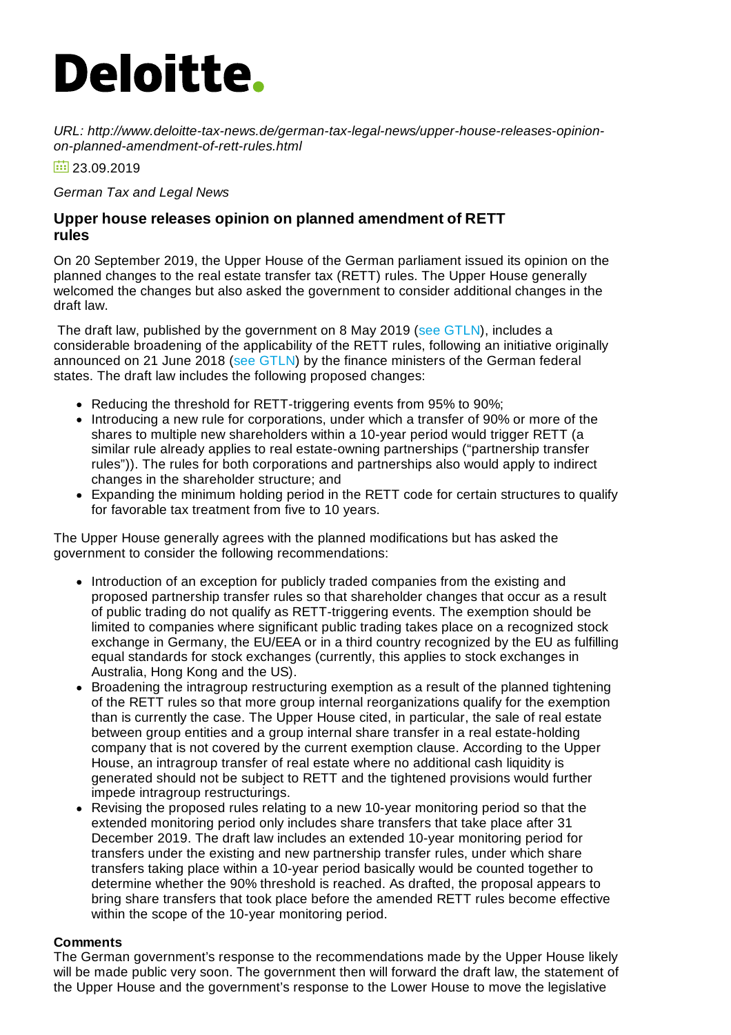# Deloitte.

*URL: http://www.deloitte-tax-news.de/german-tax-legal-news/upper-house-releases-opinion-on-planned-amendment-of-rett-rules.html*

23.09.2019

*German Tax and Legal News*

## Upper house releases opinion on planned amendment of RETT rules

On 20 September 2019, the Upper House of the German parliament issued its opinion on the planned changes to the real estate transfer tax (RETT) rules. The Upper House generally welcomed the changes but also asked the government to consider additional changes in the draft law.

The draft law, published by the government on 8 May 2019 (see GTLN), includes a considerable broadening of the applicability of the RETT rules, following an initiative originally announced on 21 June 2018 (see GTLN) by the finance ministers of the German federal states. The draft law includes the following proposed changes:

- Reducing the threshold for RETT-triggering events from 95% to 90%;
- Introducing a new rule for corporations, under which a transfer of 90% or more of the shares to multiple new shareholders within a 10-year period would trigger RETT (a similar rule already applies to real estate-owning partnerships ("partnership transfer rules")). The rules for both corporations and partnerships also would apply to indirect changes in the shareholder structure; and
- Expanding the minimum holding period in the RETT code for certain structures to qualify for favorable tax treatment from five to 10 years.

The Upper House generally agrees with the planned modifications but has asked the government to consider the following recommendations:

- Introduction of an exception for publicly traded companies from the existing and proposed partnership transfer rules so that shareholder changes that occur as a result of public trading do not qualify as RETT-triggering events. The exemption should be limited to companies where significant public trading takes place on a recognized stock exchange in Germany, the EU/EEA or in a third country recognized by the EU as fulfilling equal standards for stock exchanges (currently, this applies to stock exchanges in Australia, Hong Kong and the US).
- Broadening the intragroup restructuring exemption as a result of the planned tightening of the RETT rules so that more group internal reorganizations qualify for the exemption than is currently the case. The Upper House cited, in particular, the sale of real estate between group entities and a group internal share transfer in a real estate-holding company that is not covered by the current exemption clause. According to the Upper House, an intragroup transfer of real estate where no additional cash liquidity is generated should not be subject to RETT and the tightened provisions would further impede intragroup restructurings.
- Revising the proposed rules relating to a new 10-year monitoring period so that the extended monitoring period only includes share transfers that take place after 31 December 2019. The draft law includes an extended 10-year monitoring period for transfers under the existing and new partnership transfer rules, under which share transfers taking place within a 10-year period basically would be counted together to determine whether the 90% threshold is reached. As drafted, the proposal appears to bring share transfers that took place before the amended RETT rules become effective within the scope of the 10-year monitoring period.

**Comments**

The German government's response to the recommendations made by the Upper House likely will be made public very soon. The government then will forward the draft law, the statement of the Upper House and the government's response to the Lower House to move the legislative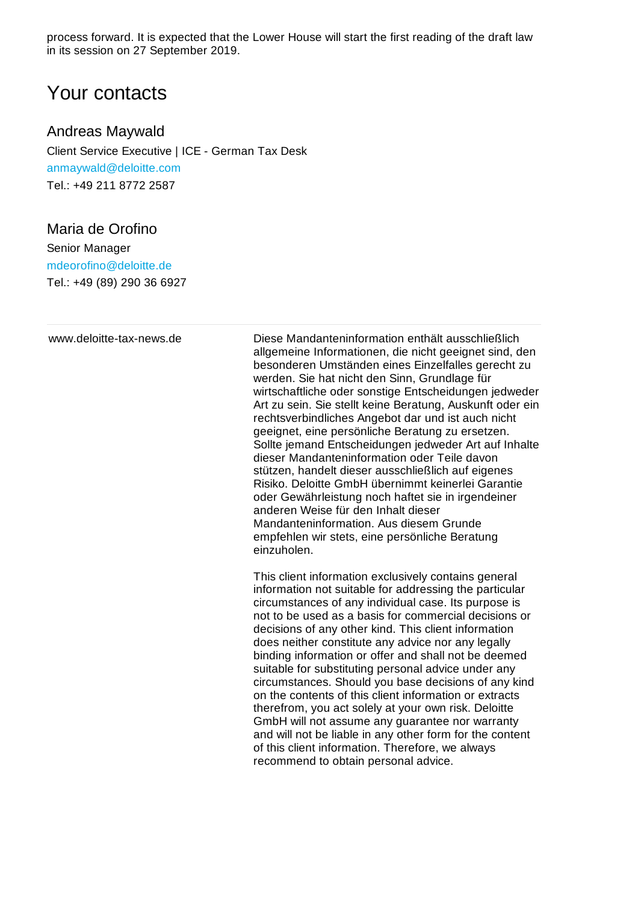process forward. It is expected that the Lower House will start the first reading of the draft law in its session on 27 September 2019.

# Your contacts

## Andreas Maywald

Client Service Executive | ICE - German Tax Desk
anmaywald@deloitte.com
Tel.: +49 211 8772 2587

## Maria de Orofino

Senior Manager
mdeorofino@deloitte.de
Tel.: +49 (89) 290 36 6927

---

www.deloitte-tax-news.de

Diese Mandanteninformation enthält ausschließlich allgemeine Informationen, die nicht geeignet sind, den besonderen Umständen eines Einzelfalles gerecht zu werden. Sie hat nicht den Sinn, Grundlage für wirtschaftliche oder sonstige Entscheidungen jedweder Art zu sein. Sie stellt keine Beratung, Auskunft oder ein rechtsverbindliches Angebot dar und ist auch nicht geeignet, eine persönliche Beratung zu ersetzen. Sollte jemand Entscheidungen jedweder Art auf Inhalte dieser Mandanteninformation oder Teile davon stützen, handelt dieser ausschließlich auf eigenes Risiko. Deloitte GmbH übernimmt keinerlei Garantie oder Gewährleistung noch haftet sie in irgendeiner anderen Weise für den Inhalt dieser Mandanteninformation. Aus diesem Grunde empfehlen wir stets, eine persönliche Beratung einzuholen.

This client information exclusively contains general information not suitable for addressing the particular circumstances of any individual case. Its purpose is not to be used as a basis for commercial decisions or decisions of any other kind. This client information does neither constitute any advice nor any legally binding information or offer and shall not be deemed suitable for substituting personal advice under any circumstances. Should you base decisions of any kind on the contents of this client information or extracts therefrom, you act solely at your own risk. Deloitte GmbH will not assume any guarantee nor warranty and will not be liable in any other form for the content of this client information. Therefore, we always recommend to obtain personal advice.